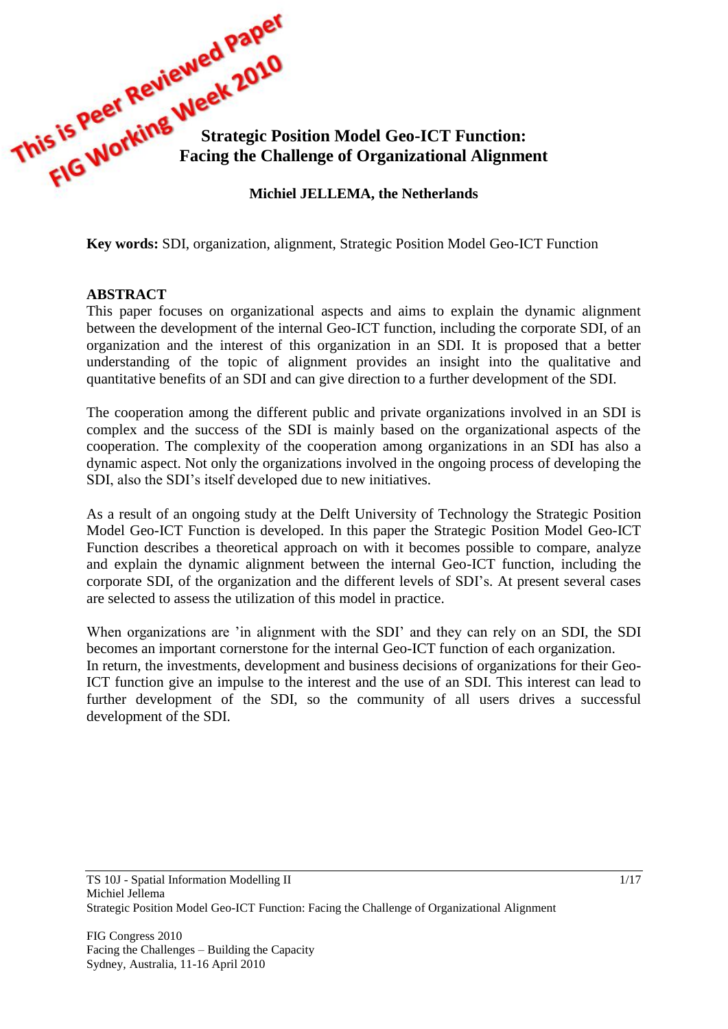This is Peer Reviewed Paper
FIG Working Week 2010

# Strategic Position Model Geo-ICT Function: Facing the Challenge of Organizational Alignment

**Michiel JELLEMA, the Netherlands**

**Key words:** SDI, organization, alignment, Strategic Position Model Geo-ICT Function

## ABSTRACT

This paper focuses on organizational aspects and aims to explain the dynamic alignment between the development of the internal Geo-ICT function, including the corporate SDI, of an organization and the interest of this organization in an SDI. It is proposed that a better understanding of the topic of alignment provides an insight into the qualitative and quantitative benefits of an SDI and can give direction to a further development of the SDI.

The cooperation among the different public and private organizations involved in an SDI is complex and the success of the SDI is mainly based on the organizational aspects of the cooperation. The complexity of the cooperation among organizations in an SDI has also a dynamic aspect. Not only the organizations involved in the ongoing process of developing the SDI, also the SDI's itself developed due to new initiatives.

As a result of an ongoing study at the Delft University of Technology the Strategic Position Model Geo-ICT Function is developed. In this paper the Strategic Position Model Geo-ICT Function describes a theoretical approach on with it becomes possible to compare, analyze and explain the dynamic alignment between the internal Geo-ICT function, including the corporate SDI, of the organization and the different levels of SDI's. At present several cases are selected to assess the utilization of this model in practice.

When organizations are 'in alignment with the SDI' and they can rely on an SDI, the SDI becomes an important cornerstone for the internal Geo-ICT function of each organization.
In return, the investments, development and business decisions of organizations for their Geo-ICT function give an impulse to the interest and the use of an SDI. This interest can lead to further development of the SDI, so the community of all users drives a successful development of the SDI.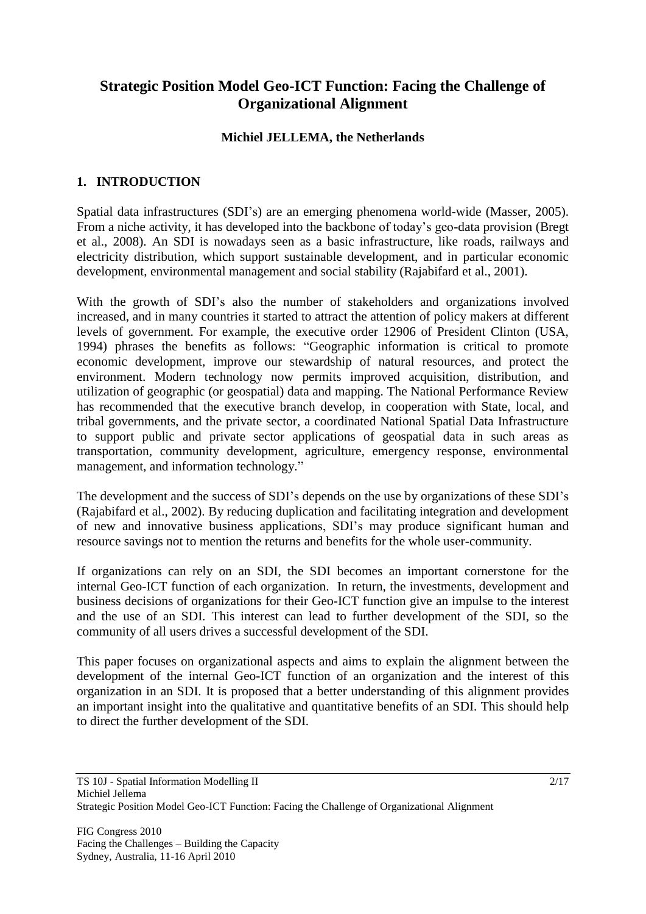# Strategic Position Model Geo-ICT Function: Facing the Challenge of Organizational Alignment

**Michiel JELLEMA, the Netherlands**

## 1. INTRODUCTION

Spatial data infrastructures (SDI's) are an emerging phenomena world-wide (Masser, 2005). From a niche activity, it has developed into the backbone of today's geo-data provision (Bregt et al., 2008). An SDI is nowadays seen as a basic infrastructure, like roads, railways and electricity distribution, which support sustainable development, and in particular economic development, environmental management and social stability (Rajabifard et al., 2001).

With the growth of SDI's also the number of stakeholders and organizations involved increased, and in many countries it started to attract the attention of policy makers at different levels of government. For example, the executive order 12906 of President Clinton (USA, 1994) phrases the benefits as follows: "Geographic information is critical to promote economic development, improve our stewardship of natural resources, and protect the environment. Modern technology now permits improved acquisition, distribution, and utilization of geographic (or geospatial) data and mapping. The National Performance Review has recommended that the executive branch develop, in cooperation with State, local, and tribal governments, and the private sector, a coordinated National Spatial Data Infrastructure to support public and private sector applications of geospatial data in such areas as transportation, community development, agriculture, emergency response, environmental management, and information technology."

The development and the success of SDI's depends on the use by organizations of these SDI's (Rajabifard et al., 2002). By reducing duplication and facilitating integration and development of new and innovative business applications, SDI's may produce significant human and resource savings not to mention the returns and benefits for the whole user-community.

If organizations can rely on an SDI, the SDI becomes an important cornerstone for the internal Geo-ICT function of each organization. In return, the investments, development and business decisions of organizations for their Geo-ICT function give an impulse to the interest and the use of an SDI. This interest can lead to further development of the SDI, so the community of all users drives a successful development of the SDI.

This paper focuses on organizational aspects and aims to explain the alignment between the development of the internal Geo-ICT function of an organization and the interest of this organization in an SDI. It is proposed that a better understanding of this alignment provides an important insight into the qualitative and quantitative benefits of an SDI. This should help to direct the further development of the SDI.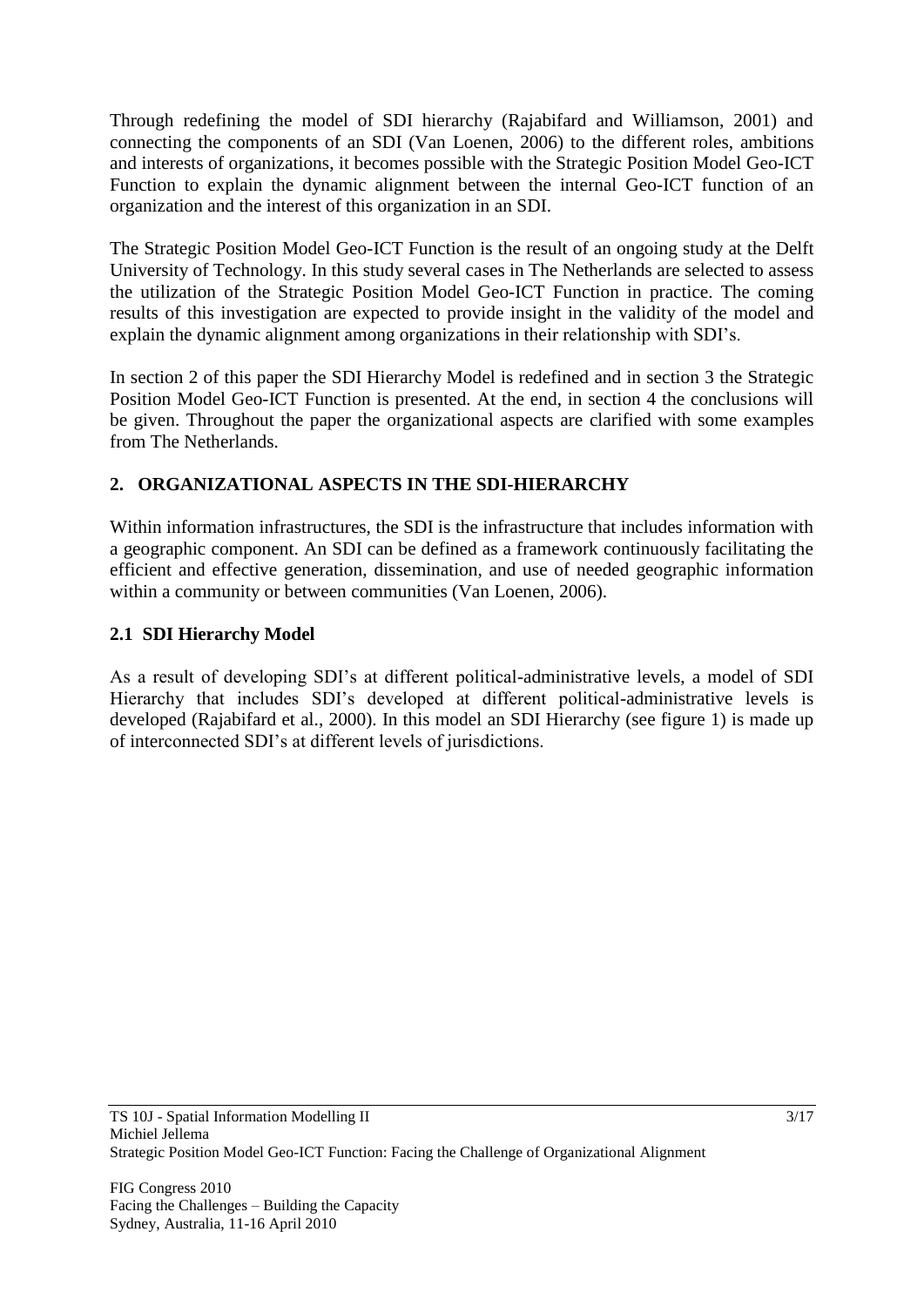Through redefining the model of SDI hierarchy (Rajabifard and Williamson, 2001) and connecting the components of an SDI (Van Loenen, 2006) to the different roles, ambitions and interests of organizations, it becomes possible with the Strategic Position Model Geo-ICT Function to explain the dynamic alignment between the internal Geo-ICT function of an organization and the interest of this organization in an SDI.

The Strategic Position Model Geo-ICT Function is the result of an ongoing study at the Delft University of Technology. In this study several cases in The Netherlands are selected to assess the utilization of the Strategic Position Model Geo-ICT Function in practice. The coming results of this investigation are expected to provide insight in the validity of the model and explain the dynamic alignment among organizations in their relationship with SDI's.

In section 2 of this paper the SDI Hierarchy Model is redefined and in section 3 the Strategic Position Model Geo-ICT Function is presented. At the end, in section 4 the conclusions will be given. Throughout the paper the organizational aspects are clarified with some examples from The Netherlands.

## 2. ORGANIZATIONAL ASPECTS IN THE SDI-HIERARCHY

Within information infrastructures, the SDI is the infrastructure that includes information with a geographic component. An SDI can be defined as a framework continuously facilitating the efficient and effective generation, dissemination, and use of needed geographic information within a community or between communities (Van Loenen, 2006).

### 2.1 SDI Hierarchy Model

As a result of developing SDI's at different political-administrative levels, a model of SDI Hierarchy that includes SDI's developed at different political-administrative levels is developed (Rajabifard et al., 2000). In this model an SDI Hierarchy (see figure 1) is made up of interconnected SDI's at different levels of jurisdictions.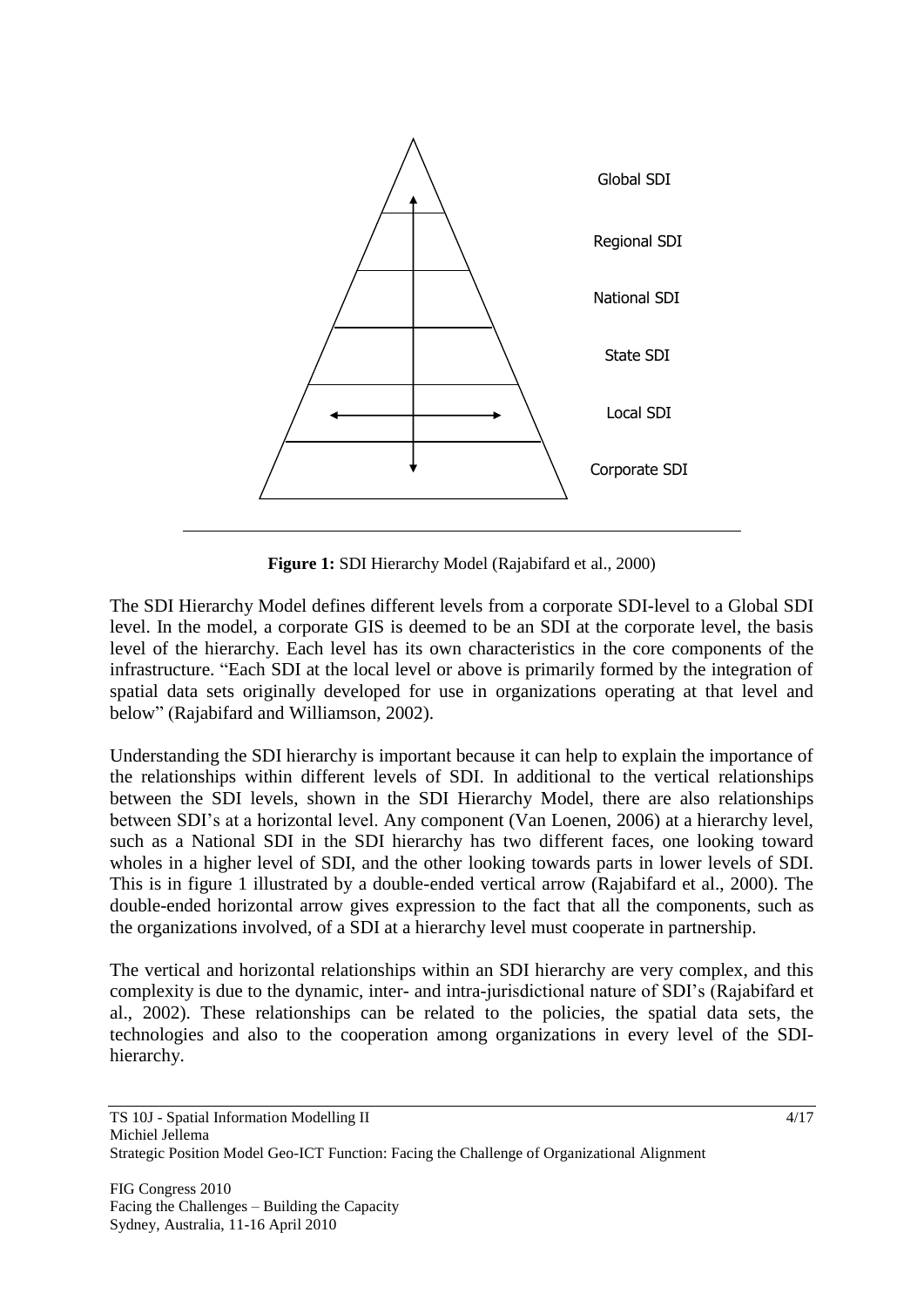Global SDI

Regional SDI

National SDI

State SDI

Local SDI

Corporate SDI

**Figure 1:** SDI Hierarchy Model (Rajabifard et al., 2000)

The SDI Hierarchy Model defines different levels from a corporate SDI-level to a Global SDI level. In the model, a corporate GIS is deemed to be an SDI at the corporate level, the basis level of the hierarchy. Each level has its own characteristics in the core components of the infrastructure. "Each SDI at the local level or above is primarily formed by the integration of spatial data sets originally developed for use in organizations operating at that level and below" (Rajabifard and Williamson, 2002).

Understanding the SDI hierarchy is important because it can help to explain the importance of the relationships within different levels of SDI. In additional to the vertical relationships between the SDI levels, shown in the SDI Hierarchy Model, there are also relationships between SDI's at a horizontal level. Any component (Van Loenen, 2006) at a hierarchy level, such as a National SDI in the SDI hierarchy has two different faces, one looking toward wholes in a higher level of SDI, and the other looking towards parts in lower levels of SDI. This is in figure 1 illustrated by a double-ended vertical arrow (Rajabifard et al., 2000). The double-ended horizontal arrow gives expression to the fact that all the components, such as the organizations involved, of a SDI at a hierarchy level must cooperate in partnership.

The vertical and horizontal relationships within an SDI hierarchy are very complex, and this complexity is due to the dynamic, inter- and intra-jurisdictional nature of SDI's (Rajabifard et al., 2002). These relationships can be related to the policies, the spatial data sets, the technologies and also to the cooperation among organizations in every level of the SDI-hierarchy.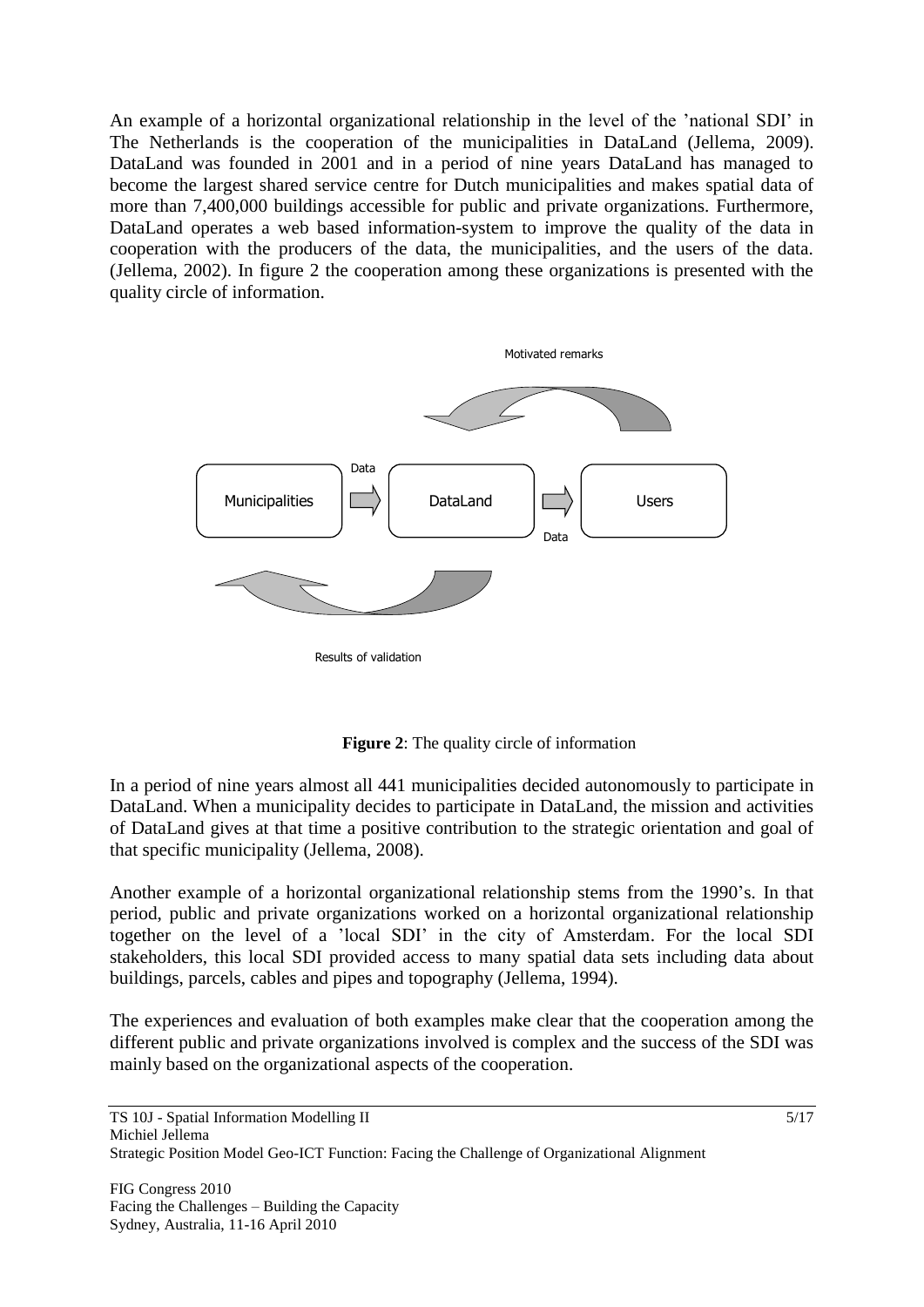An example of a horizontal organizational relationship in the level of the 'national SDI' in The Netherlands is the cooperation of the municipalities in DataLand (Jellema, 2009). DataLand was founded in 2001 and in a period of nine years DataLand has managed to become the largest shared service centre for Dutch municipalities and makes spatial data of more than 7,400,000 buildings accessible for public and private organizations. Furthermore, DataLand operates a web based information-system to improve the quality of the data in cooperation with the producers of the data, the municipalities, and the users of the data. (Jellema, 2002). In figure 2 the cooperation among these organizations is presented with the quality circle of information.

Motivated remarks

Municipalities → Data → DataLand → Data → Users

Results of validation

**Figure 2**: The quality circle of information

In a period of nine years almost all 441 municipalities decided autonomously to participate in DataLand. When a municipality decides to participate in DataLand, the mission and activities of DataLand gives at that time a positive contribution to the strategic orientation and goal of that specific municipality (Jellema, 2008).

Another example of a horizontal organizational relationship stems from the 1990's. In that period, public and private organizations worked on a horizontal organizational relationship together on the level of a 'local SDI' in the city of Amsterdam. For the local SDI stakeholders, this local SDI provided access to many spatial data sets including data about buildings, parcels, cables and pipes and topography (Jellema, 1994).

The experiences and evaluation of both examples make clear that the cooperation among the different public and private organizations involved is complex and the success of the SDI was mainly based on the organizational aspects of the cooperation.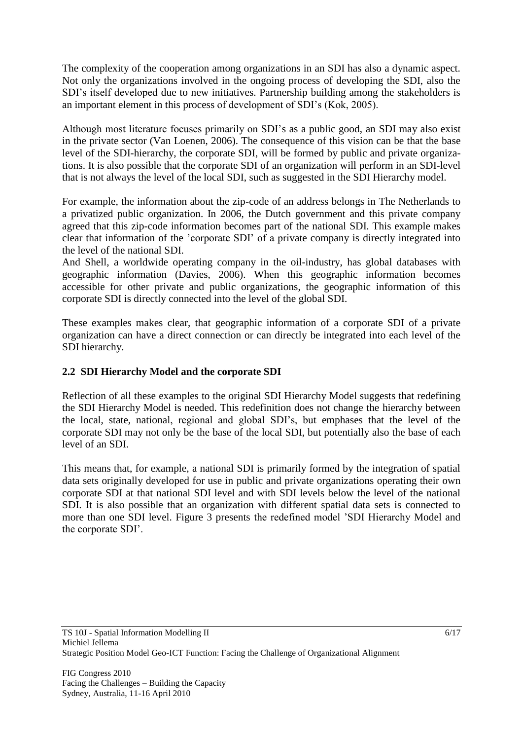The complexity of the cooperation among organizations in an SDI has also a dynamic aspect. Not only the organizations involved in the ongoing process of developing the SDI, also the SDI's itself developed due to new initiatives. Partnership building among the stakeholders is an important element in this process of development of SDI's (Kok, 2005).

Although most literature focuses primarily on SDI's as a public good, an SDI may also exist in the private sector (Van Loenen, 2006). The consequence of this vision can be that the base level of the SDI-hierarchy, the corporate SDI, will be formed by public and private organizations. It is also possible that the corporate SDI of an organization will perform in an SDI-level that is not always the level of the local SDI, such as suggested in the SDI Hierarchy model.

For example, the information about the zip-code of an address belongs in The Netherlands to a privatized public organization. In 2006, the Dutch government and this private company agreed that this zip-code information becomes part of the national SDI. This example makes clear that information of the 'corporate SDI' of a private company is directly integrated into the level of the national SDI.
And Shell, a worldwide operating company in the oil-industry, has global databases with geographic information (Davies, 2006). When this geographic information becomes accessible for other private and public organizations, the geographic information of this corporate SDI is directly connected into the level of the global SDI.

These examples makes clear, that geographic information of a corporate SDI of a private organization can have a direct connection or can directly be integrated into each level of the SDI hierarchy.

## 2.2 SDI Hierarchy Model and the corporate SDI

Reflection of all these examples to the original SDI Hierarchy Model suggests that redefining the SDI Hierarchy Model is needed. This redefinition does not change the hierarchy between the local, state, national, regional and global SDI's, but emphases that the level of the corporate SDI may not only be the base of the local SDI, but potentially also the base of each level of an SDI.

This means that, for example, a national SDI is primarily formed by the integration of spatial data sets originally developed for use in public and private organizations operating their own corporate SDI at that national SDI level and with SDI levels below the level of the national SDI. It is also possible that an organization with different spatial data sets is connected to more than one SDI level. Figure 3 presents the redefined model 'SDI Hierarchy Model and the corporate SDI'.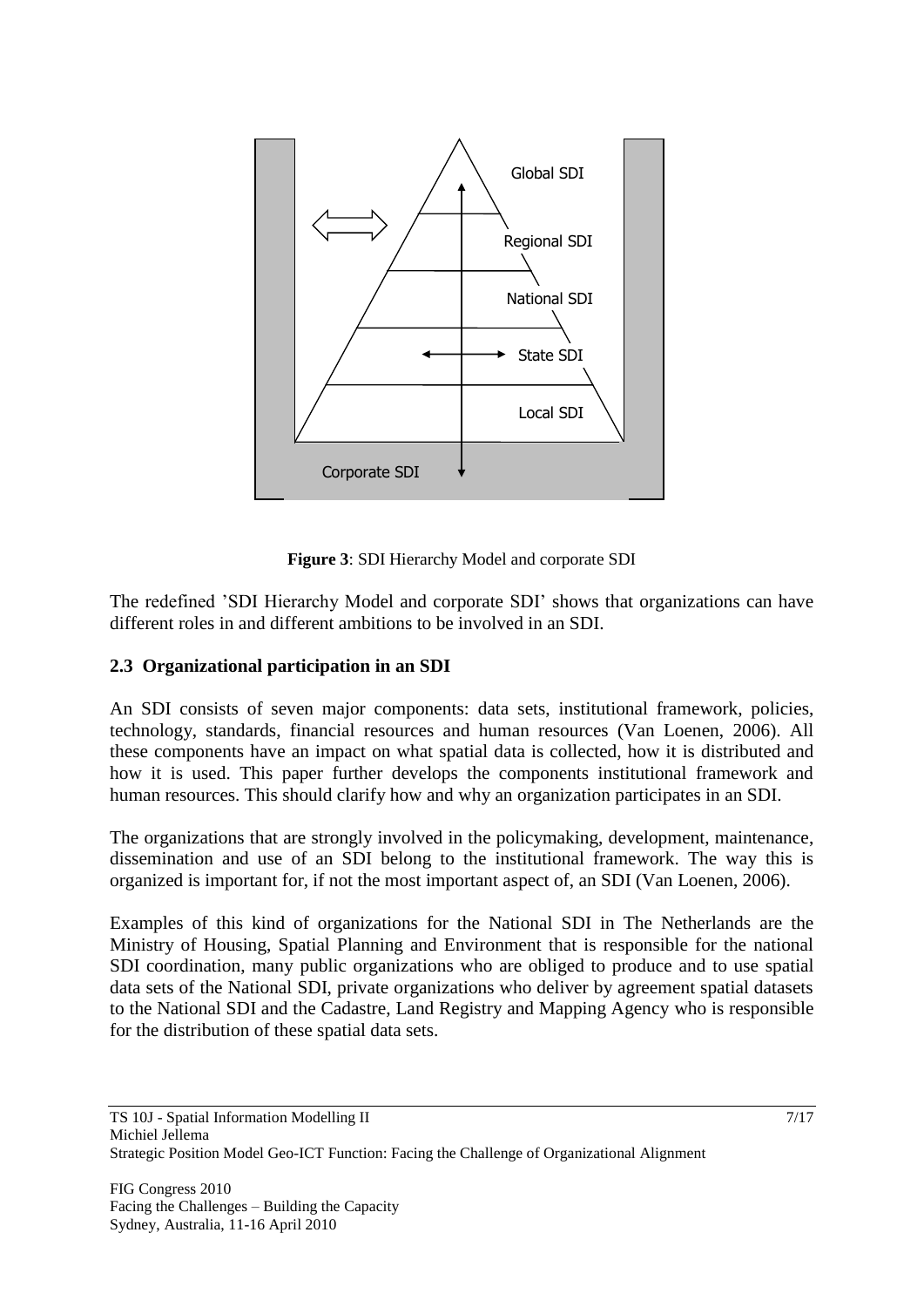Global SDI

Regional SDI

National SDI

State SDI

Local SDI

Corporate SDI

**Figure 3**: SDI Hierarchy Model and corporate SDI

The redefined 'SDI Hierarchy Model and corporate SDI' shows that organizations can have different roles in and different ambitions to be involved in an SDI.

## 2.3 Organizational participation in an SDI

An SDI consists of seven major components: data sets, institutional framework, policies, technology, standards, financial resources and human resources (Van Loenen, 2006). All these components have an impact on what spatial data is collected, how it is distributed and how it is used. This paper further develops the components institutional framework and human resources. This should clarify how and why an organization participates in an SDI.

The organizations that are strongly involved in the policymaking, development, maintenance, dissemination and use of an SDI belong to the institutional framework. The way this is organized is important for, if not the most important aspect of, an SDI (Van Loenen, 2006).

Examples of this kind of organizations for the National SDI in The Netherlands are the Ministry of Housing, Spatial Planning and Environment that is responsible for the national SDI coordination, many public organizations who are obliged to produce and to use spatial data sets of the National SDI, private organizations who deliver by agreement spatial datasets to the National SDI and the Cadastre, Land Registry and Mapping Agency who is responsible for the distribution of these spatial data sets.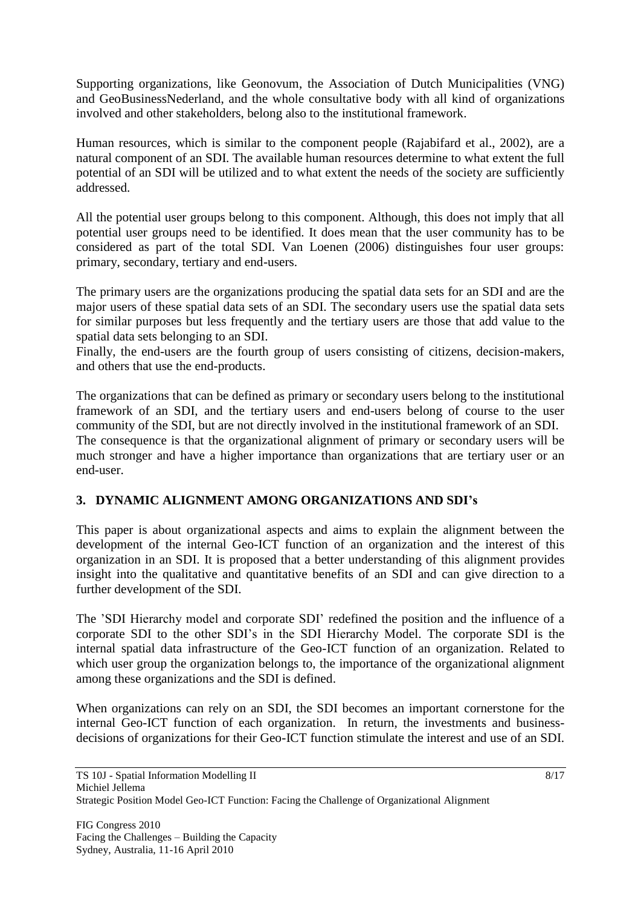Supporting organizations, like Geonovum, the Association of Dutch Municipalities (VNG) and GeoBusinessNederland, and the whole consultative body with all kind of organizations involved and other stakeholders, belong also to the institutional framework.

Human resources, which is similar to the component people (Rajabifard et al., 2002), are a natural component of an SDI. The available human resources determine to what extent the full potential of an SDI will be utilized and to what extent the needs of the society are sufficiently addressed.

All the potential user groups belong to this component. Although, this does not imply that all potential user groups need to be identified. It does mean that the user community has to be considered as part of the total SDI. Van Loenen (2006) distinguishes four user groups: primary, secondary, tertiary and end-users.

The primary users are the organizations producing the spatial data sets for an SDI and are the major users of these spatial data sets of an SDI. The secondary users use the spatial data sets for similar purposes but less frequently and the tertiary users are those that add value to the spatial data sets belonging to an SDI.
Finally, the end-users are the fourth group of users consisting of citizens, decision-makers, and others that use the end-products.

The organizations that can be defined as primary or secondary users belong to the institutional framework of an SDI, and the tertiary users and end-users belong of course to the user community of the SDI, but are not directly involved in the institutional framework of an SDI.
The consequence is that the organizational alignment of primary or secondary users will be much stronger and have a higher importance than organizations that are tertiary user or an end-user.

## 3. DYNAMIC ALIGNMENT AMONG ORGANIZATIONS AND SDI's

This paper is about organizational aspects and aims to explain the alignment between the development of the internal Geo-ICT function of an organization and the interest of this organization in an SDI. It is proposed that a better understanding of this alignment provides insight into the qualitative and quantitative benefits of an SDI and can give direction to a further development of the SDI.

The 'SDI Hierarchy model and corporate SDI' redefined the position and the influence of a corporate SDI to the other SDI's in the SDI Hierarchy Model. The corporate SDI is the internal spatial data infrastructure of the Geo-ICT function of an organization. Related to which user group the organization belongs to, the importance of the organizational alignment among these organizations and the SDI is defined.

When organizations can rely on an SDI, the SDI becomes an important cornerstone for the internal Geo-ICT function of each organization. In return, the investments and business-decisions of organizations for their Geo-ICT function stimulate the interest and use of an SDI.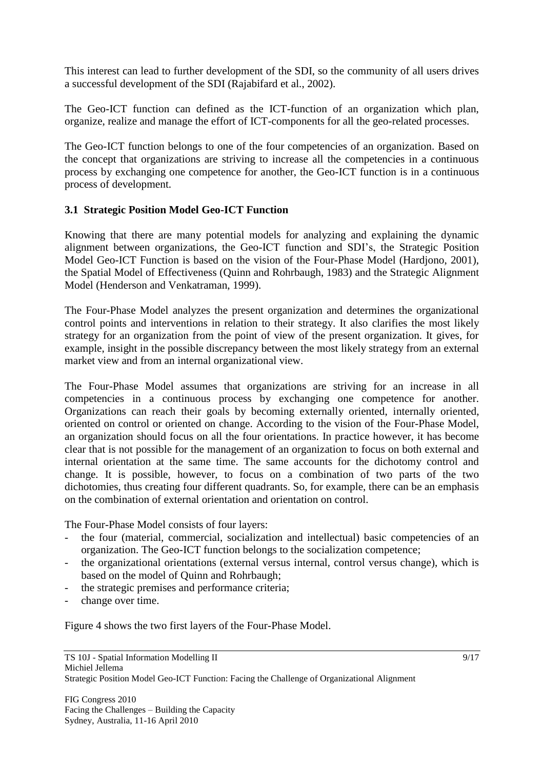This interest can lead to further development of the SDI, so the community of all users drives a successful development of the SDI (Rajabifard et al., 2002).

The Geo-ICT function can defined as the ICT-function of an organization which plan, organize, realize and manage the effort of ICT-components for all the geo-related processes.

The Geo-ICT function belongs to one of the four competencies of an organization. Based on the concept that organizations are striving to increase all the competencies in a continuous process by exchanging one competence for another, the Geo-ICT function is in a continuous process of development.

### 3.1 Strategic Position Model Geo-ICT Function

Knowing that there are many potential models for analyzing and explaining the dynamic alignment between organizations, the Geo-ICT function and SDI's, the Strategic Position Model Geo-ICT Function is based on the vision of the Four-Phase Model (Hardjono, 2001), the Spatial Model of Effectiveness (Quinn and Rohrbaugh, 1983) and the Strategic Alignment Model (Henderson and Venkatraman, 1999).

The Four-Phase Model analyzes the present organization and determines the organizational control points and interventions in relation to their strategy. It also clarifies the most likely strategy for an organization from the point of view of the present organization. It gives, for example, insight in the possible discrepancy between the most likely strategy from an external market view and from an internal organizational view.

The Four-Phase Model assumes that organizations are striving for an increase in all competencies in a continuous process by exchanging one competence for another. Organizations can reach their goals by becoming externally oriented, internally oriented, oriented on control or oriented on change. According to the vision of the Four-Phase Model, an organization should focus on all the four orientations. In practice however, it has become clear that is not possible for the management of an organization to focus on both external and internal orientation at the same time. The same accounts for the dichotomy control and change. It is possible, however, to focus on a combination of two parts of the two dichotomies, thus creating four different quadrants. So, for example, there can be an emphasis on the combination of external orientation and orientation on control.

The Four-Phase Model consists of four layers:

- the four (material, commercial, socialization and intellectual) basic competencies of an organization. The Geo-ICT function belongs to the socialization competence;
- the organizational orientations (external versus internal, control versus change), which is based on the model of Quinn and Rohrbaugh;
- the strategic premises and performance criteria;
- change over time.

Figure 4 shows the two first layers of the Four-Phase Model.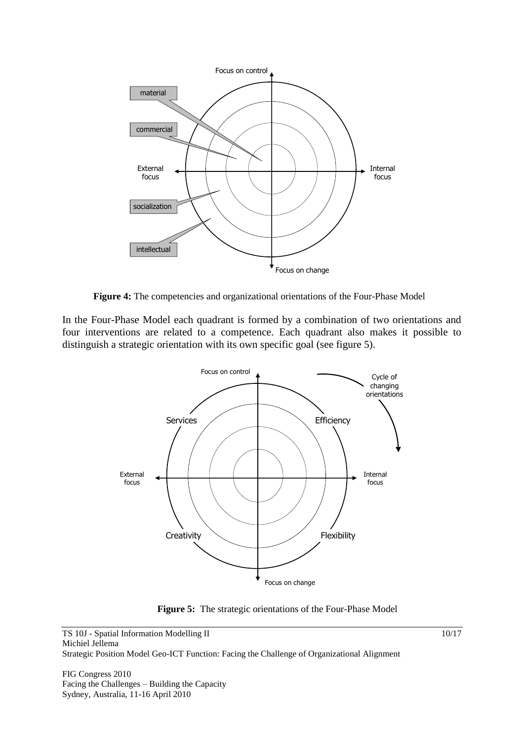**Figure 4:** The competencies and organizational orientations of the Four-Phase Model

In the Four-Phase Model each quadrant is formed by a combination of two orientations and four interventions are related to a competence. Each quadrant also makes it possible to distinguish a strategic orientation with its own specific goal (see figure 5).

**Figure 5:** The strategic orientations of the Four-Phase Model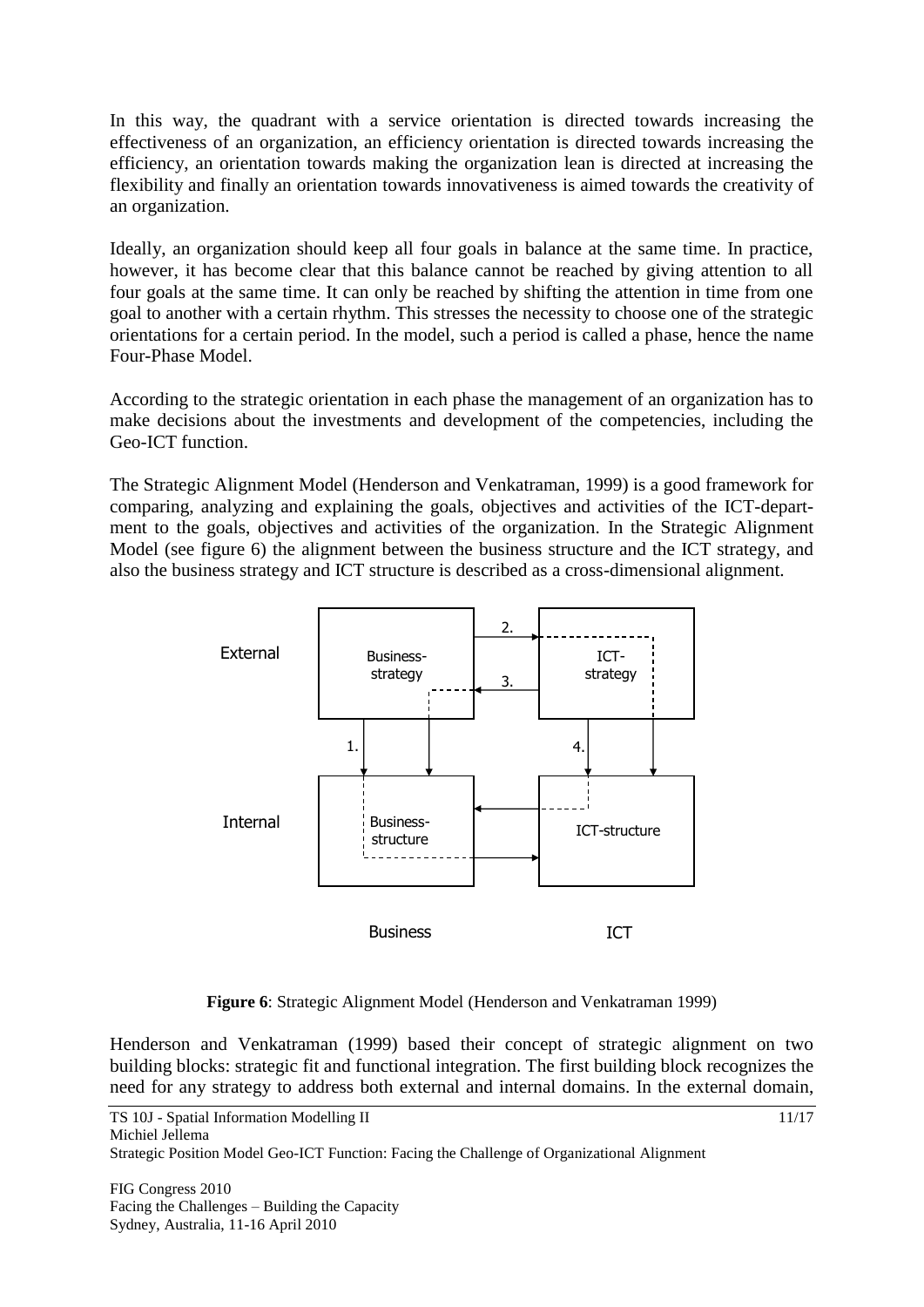In this way, the quadrant with a service orientation is directed towards increasing the effectiveness of an organization, an efficiency orientation is directed towards increasing the efficiency, an orientation towards making the organization lean is directed at increasing the flexibility and finally an orientation towards innovativeness is aimed towards the creativity of an organization.

Ideally, an organization should keep all four goals in balance at the same time. In practice, however, it has become clear that this balance cannot be reached by giving attention to all four goals at the same time. It can only be reached by shifting the attention in time from one goal to another with a certain rhythm. This stresses the necessity to choose one of the strategic orientations for a certain period. In the model, such a period is called a phase, hence the name Four-Phase Model.

According to the strategic orientation in each phase the management of an organization has to make decisions about the investments and development of the competencies, including the Geo-ICT function.

The Strategic Alignment Model (Henderson and Venkatraman, 1999) is a good framework for comparing, analyzing and explaining the goals, objectives and activities of the ICT-department to the goals, objectives and activities of the organization. In the Strategic Alignment Model (see figure 6) the alignment between the business structure and the ICT strategy, and also the business strategy and ICT structure is described as a cross-dimensional alignment.

**Figure 6**: Strategic Alignment Model (Henderson and Venkatraman 1999)

Henderson and Venkatraman (1999) based their concept of strategic alignment on two building blocks: strategic fit and functional integration. The first building block recognizes the need for any strategy to address both external and internal domains. In the external domain,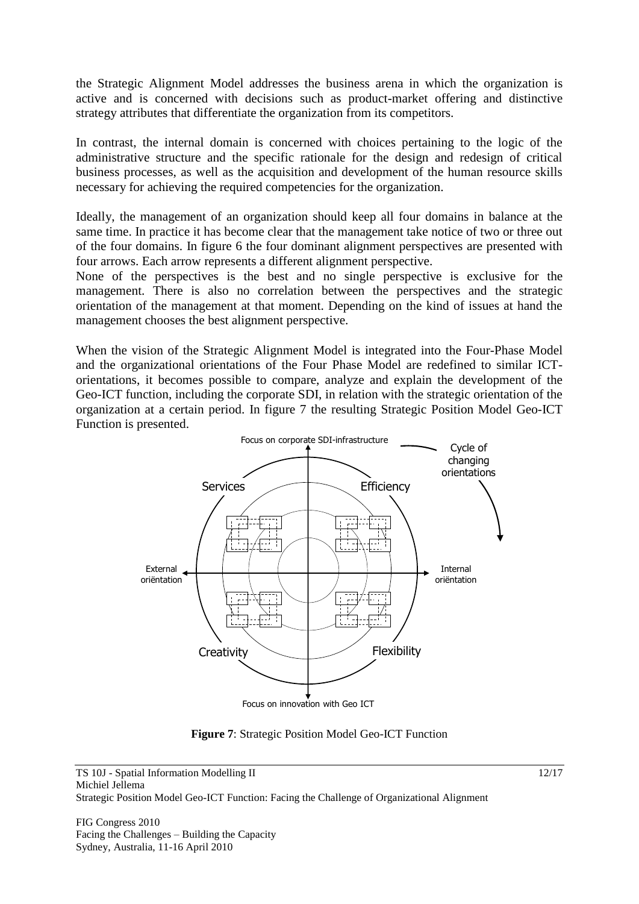the Strategic Alignment Model addresses the business arena in which the organization is active and is concerned with decisions such as product-market offering and distinctive strategy attributes that differentiate the organization from its competitors.

In contrast, the internal domain is concerned with choices pertaining to the logic of the administrative structure and the specific rationale for the design and redesign of critical business processes, as well as the acquisition and development of the human resource skills necessary for achieving the required competencies for the organization.

Ideally, the management of an organization should keep all four domains in balance at the same time. In practice it has become clear that the management take notice of two or three out of the four domains. In figure 6 the four dominant alignment perspectives are presented with four arrows. Each arrow represents a different alignment perspective.

None of the perspectives is the best and no single perspective is exclusive for the management. There is also no correlation between the perspectives and the strategic orientation of the management at that moment. Depending on the kind of issues at hand the management chooses the best alignment perspective.

When the vision of the Strategic Alignment Model is integrated into the Four-Phase Model and the organizational orientations of the Four Phase Model are redefined to similar ICT-orientations, it becomes possible to compare, analyze and explain the development of the Geo-ICT function, including the corporate SDI, in relation with the strategic orientation of the organization at a certain period. In figure 7 the resulting Strategic Position Model Geo-ICT Function is presented.

**Figure 7**: Strategic Position Model Geo-ICT Function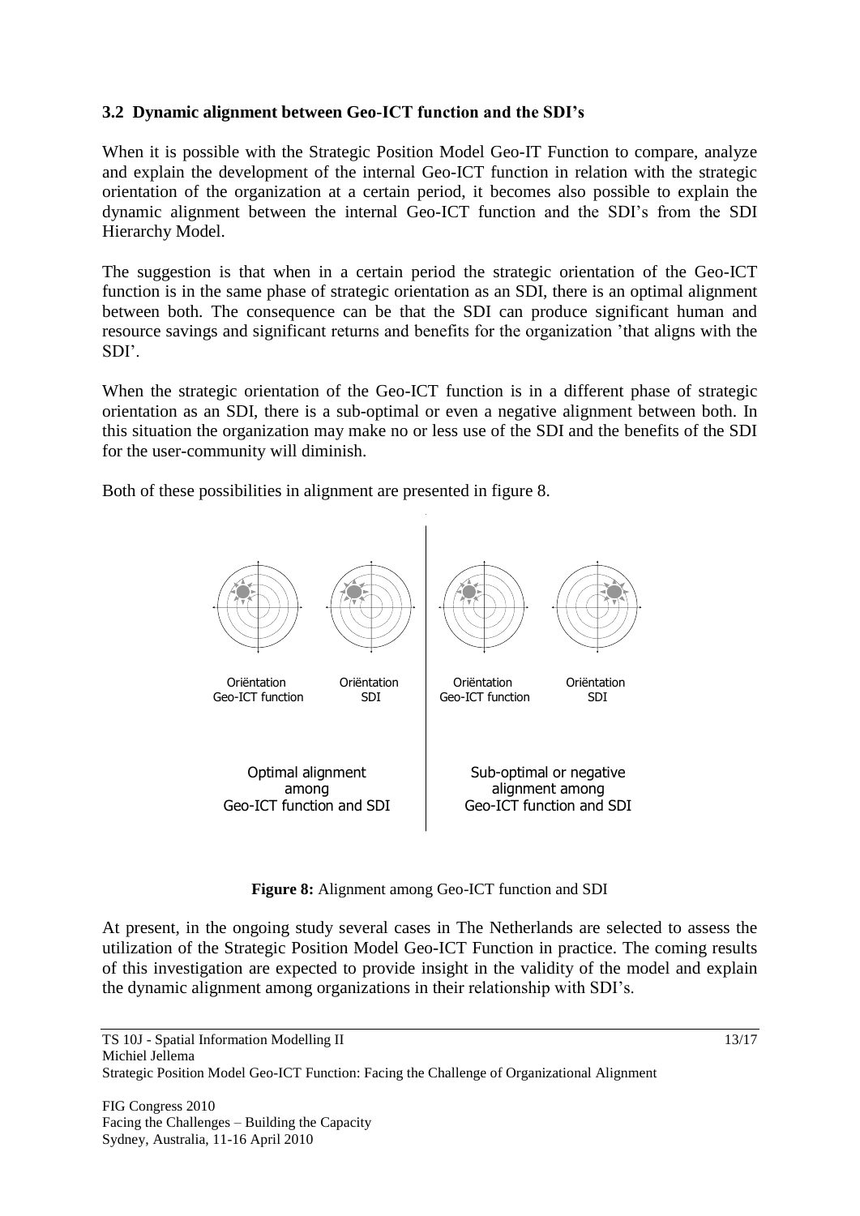### 3.2 Dynamic alignment between Geo-ICT function and the SDI's

When it is possible with the Strategic Position Model Geo-IT Function to compare, analyze and explain the development of the internal Geo-ICT function in relation with the strategic orientation of the organization at a certain period, it becomes also possible to explain the dynamic alignment between the internal Geo-ICT function and the SDI's from the SDI Hierarchy Model.

The suggestion is that when in a certain period the strategic orientation of the Geo-ICT function is in the same phase of strategic orientation as an SDI, there is an optimal alignment between both. The consequence can be that the SDI can produce significant human and resource savings and significant returns and benefits for the organization 'that aligns with the SDI'.

When the strategic orientation of the Geo-ICT function is in a different phase of strategic orientation as an SDI, there is a sub-optimal or even a negative alignment between both. In this situation the organization may make no or less use of the SDI and the benefits of the SDI for the user-community will diminish.

Both of these possibilities in alignment are presented in figure 8.

Oriëntation Geo-ICT function | Oriëntation SDI | Oriëntation Geo-ICT function | Oriëntation SDI

Optimal alignment among Geo-ICT function and SDI | Sub-optimal or negative alignment among Geo-ICT function and SDI

**Figure 8:** Alignment among Geo-ICT function and SDI

At present, in the ongoing study several cases in The Netherlands are selected to assess the utilization of the Strategic Position Model Geo-ICT Function in practice. The coming results of this investigation are expected to provide insight in the validity of the model and explain the dynamic alignment among organizations in their relationship with SDI's.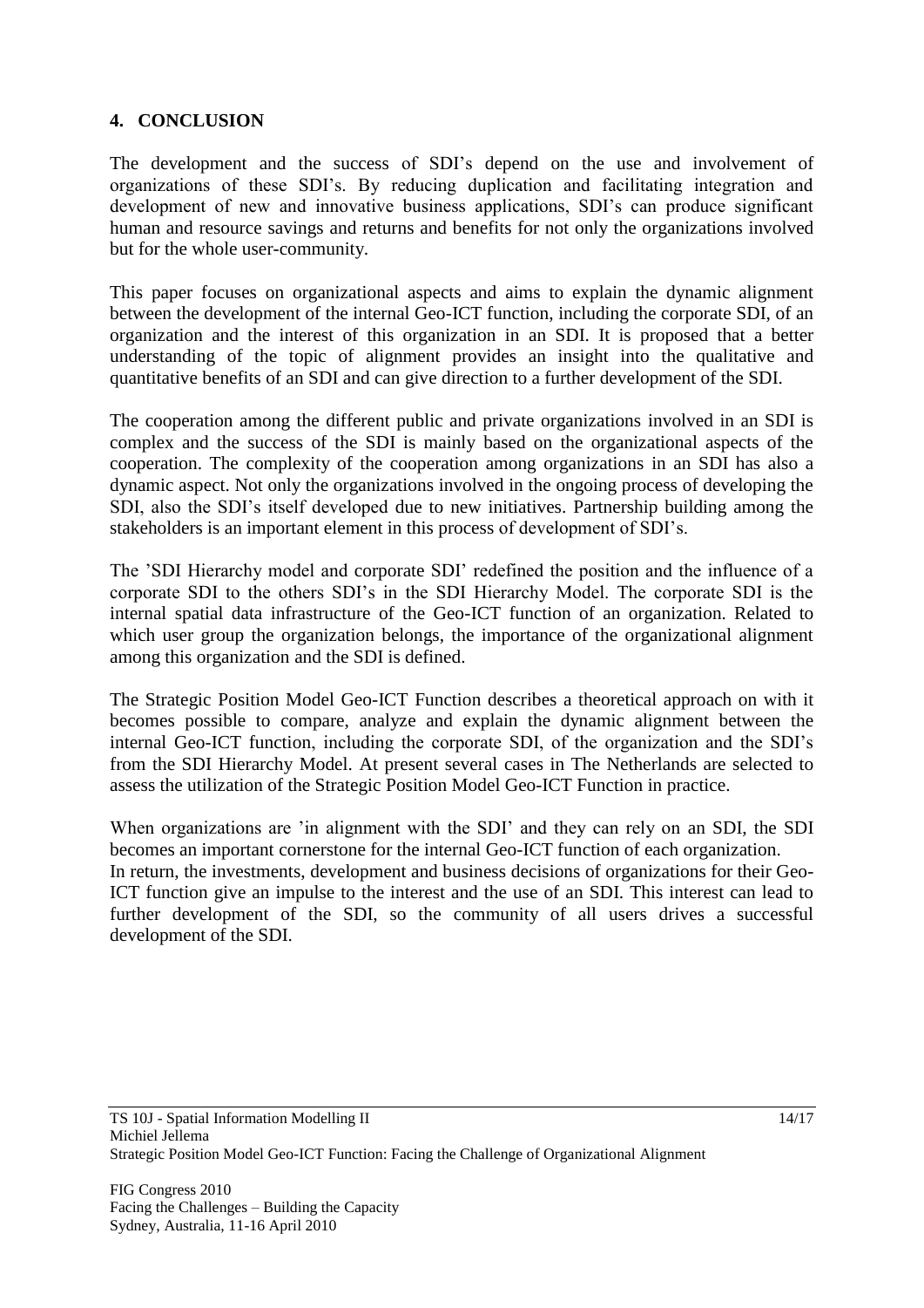## 4. CONCLUSION

The development and the success of SDI's depend on the use and involvement of organizations of these SDI's. By reducing duplication and facilitating integration and development of new and innovative business applications, SDI's can produce significant human and resource savings and returns and benefits for not only the organizations involved but for the whole user-community.

This paper focuses on organizational aspects and aims to explain the dynamic alignment between the development of the internal Geo-ICT function, including the corporate SDI, of an organization and the interest of this organization in an SDI. It is proposed that a better understanding of the topic of alignment provides an insight into the qualitative and quantitative benefits of an SDI and can give direction to a further development of the SDI.

The cooperation among the different public and private organizations involved in an SDI is complex and the success of the SDI is mainly based on the organizational aspects of the cooperation. The complexity of the cooperation among organizations in an SDI has also a dynamic aspect. Not only the organizations involved in the ongoing process of developing the SDI, also the SDI's itself developed due to new initiatives. Partnership building among the stakeholders is an important element in this process of development of SDI's.

The 'SDI Hierarchy model and corporate SDI' redefined the position and the influence of a corporate SDI to the others SDI's in the SDI Hierarchy Model. The corporate SDI is the internal spatial data infrastructure of the Geo-ICT function of an organization. Related to which user group the organization belongs, the importance of the organizational alignment among this organization and the SDI is defined.

The Strategic Position Model Geo-ICT Function describes a theoretical approach on with it becomes possible to compare, analyze and explain the dynamic alignment between the internal Geo-ICT function, including the corporate SDI, of the organization and the SDI's from the SDI Hierarchy Model. At present several cases in The Netherlands are selected to assess the utilization of the Strategic Position Model Geo-ICT Function in practice.

When organizations are 'in alignment with the SDI' and they can rely on an SDI, the SDI becomes an important cornerstone for the internal Geo-ICT function of each organization. In return, the investments, development and business decisions of organizations for their Geo-ICT function give an impulse to the interest and the use of an SDI. This interest can lead to further development of the SDI, so the community of all users drives a successful development of the SDI.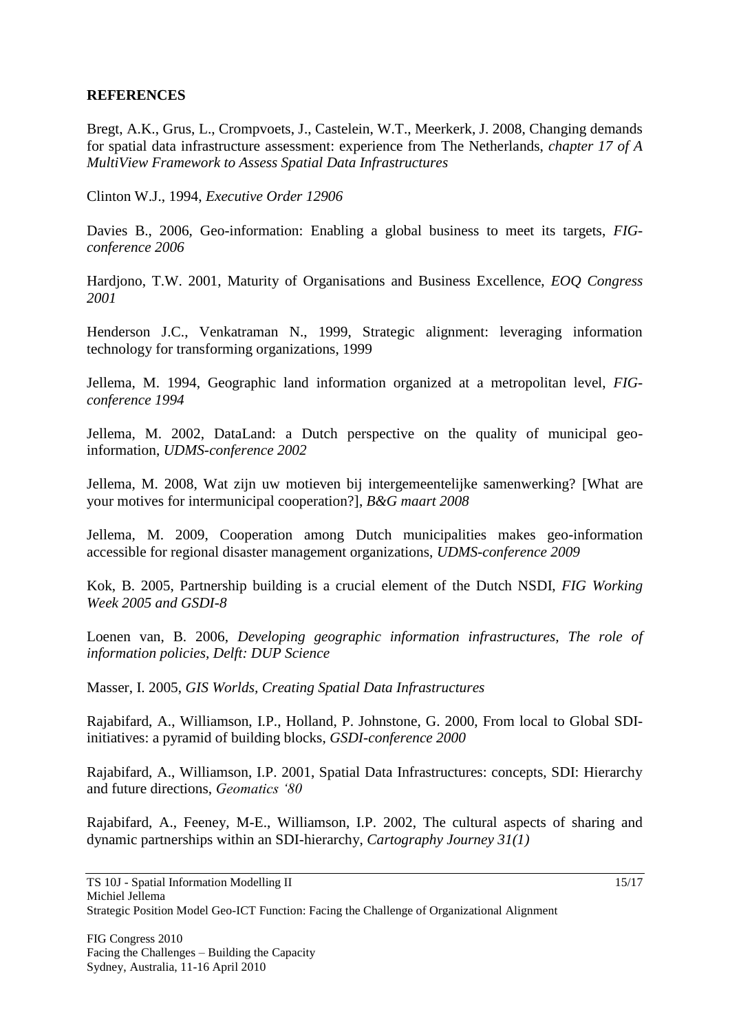## REFERENCES

Bregt, A.K., Grus, L., Crompvoets, J., Castelein, W.T., Meerkerk, J. 2008, Changing demands for spatial data infrastructure assessment: experience from The Netherlands, *chapter 17 of A MultiView Framework to Assess Spatial Data Infrastructures*

Clinton W.J., 1994, *Executive Order 12906*

Davies B., 2006, Geo-information: Enabling a global business to meet its targets, *FIG-conference 2006*

Hardjono, T.W. 2001, Maturity of Organisations and Business Excellence, *EOQ Congress 2001*

Henderson J.C., Venkatraman N., 1999, Strategic alignment: leveraging information technology for transforming organizations, 1999

Jellema, M. 1994, Geographic land information organized at a metropolitan level, *FIG-conference 1994*

Jellema, M. 2002, DataLand: a Dutch perspective on the quality of municipal geo-information, *UDMS-conference 2002*

Jellema, M. 2008, Wat zijn uw motieven bij intergemeentelijke samenwerking? [What are your motives for intermunicipal cooperation?], *B&G maart 2008*

Jellema, M. 2009, Cooperation among Dutch municipalities makes geo-information accessible for regional disaster management organizations, *UDMS-conference 2009*

Kok, B. 2005, Partnership building is a crucial element of the Dutch NSDI, *FIG Working Week 2005 and GSDI-8*

Loenen van, B. 2006, *Developing geographic information infrastructures, The role of information policies, Delft: DUP Science*

Masser, I. 2005, *GIS Worlds, Creating Spatial Data Infrastructures*

Rajabifard, A., Williamson, I.P., Holland, P. Johnstone, G. 2000, From local to Global SDI-initiatives: a pyramid of building blocks, *GSDI-conference 2000*

Rajabifard, A., Williamson, I.P. 2001, Spatial Data Infrastructures: concepts, SDI: Hierarchy and future directions, *Geomatics '80*

Rajabifard, A., Feeney, M-E., Williamson, I.P. 2002, The cultural aspects of sharing and dynamic partnerships within an SDI-hierarchy, *Cartography Journey 31(1)*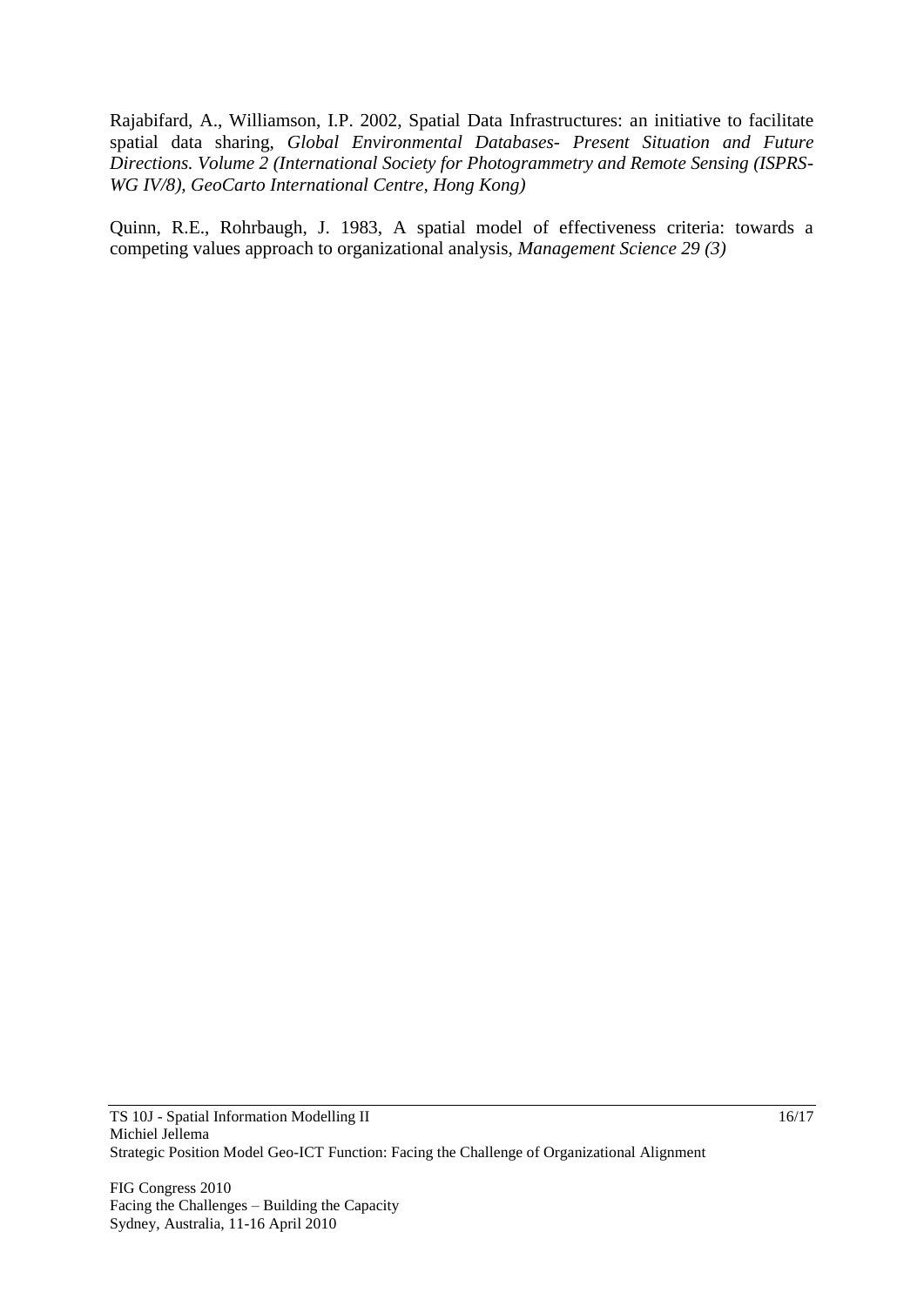Rajabifard, A., Williamson, I.P. 2002, Spatial Data Infrastructures: an initiative to facilitate spatial data sharing, *Global Environmental Databases- Present Situation and Future Directions. Volume 2 (International Society for Photogrammetry and Remote Sensing (ISPRS-WG IV/8), GeoCarto International Centre, Hong Kong)*

Quinn, R.E., Rohrbaugh, J. 1983, A spatial model of effectiveness criteria: towards a competing values approach to organizational analysis, *Management Science 29 (3)*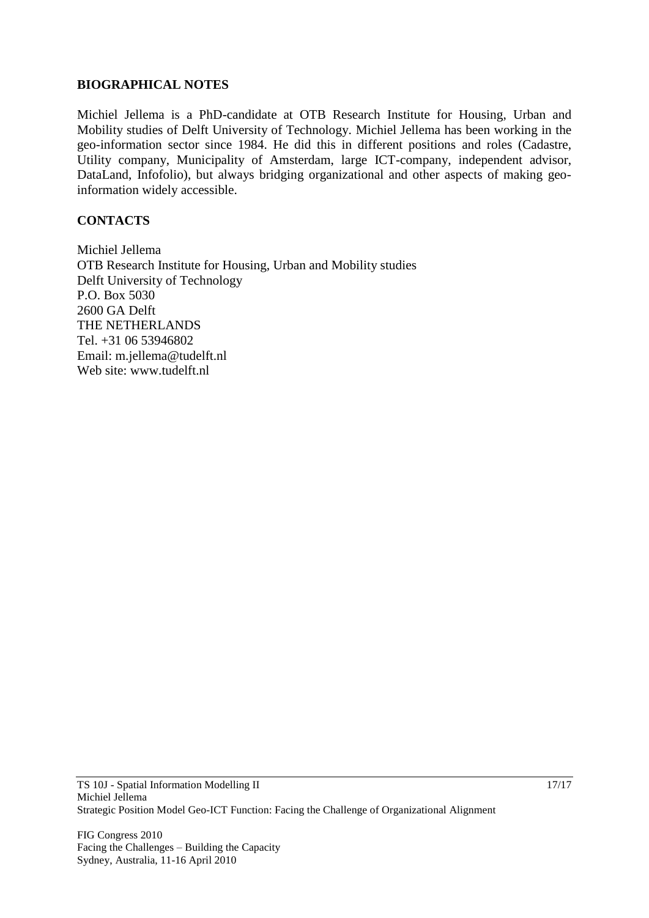## BIOGRAPHICAL NOTES

Michiel Jellema is a PhD-candidate at OTB Research Institute for Housing, Urban and Mobility studies of Delft University of Technology. Michiel Jellema has been working in the geo-information sector since 1984. He did this in different positions and roles (Cadastre, Utility company, Municipality of Amsterdam, large ICT-company, independent advisor, DataLand, Infofolio), but always bridging organizational and other aspects of making geo-information widely accessible.

## CONTACTS

Michiel Jellema
OTB Research Institute for Housing, Urban and Mobility studies
Delft University of Technology
P.O. Box 5030
2600 GA Delft
THE NETHERLANDS
Tel. +31 06 53946802
Email: m.jellema@tudelft.nl
Web site: www.tudelft.nl